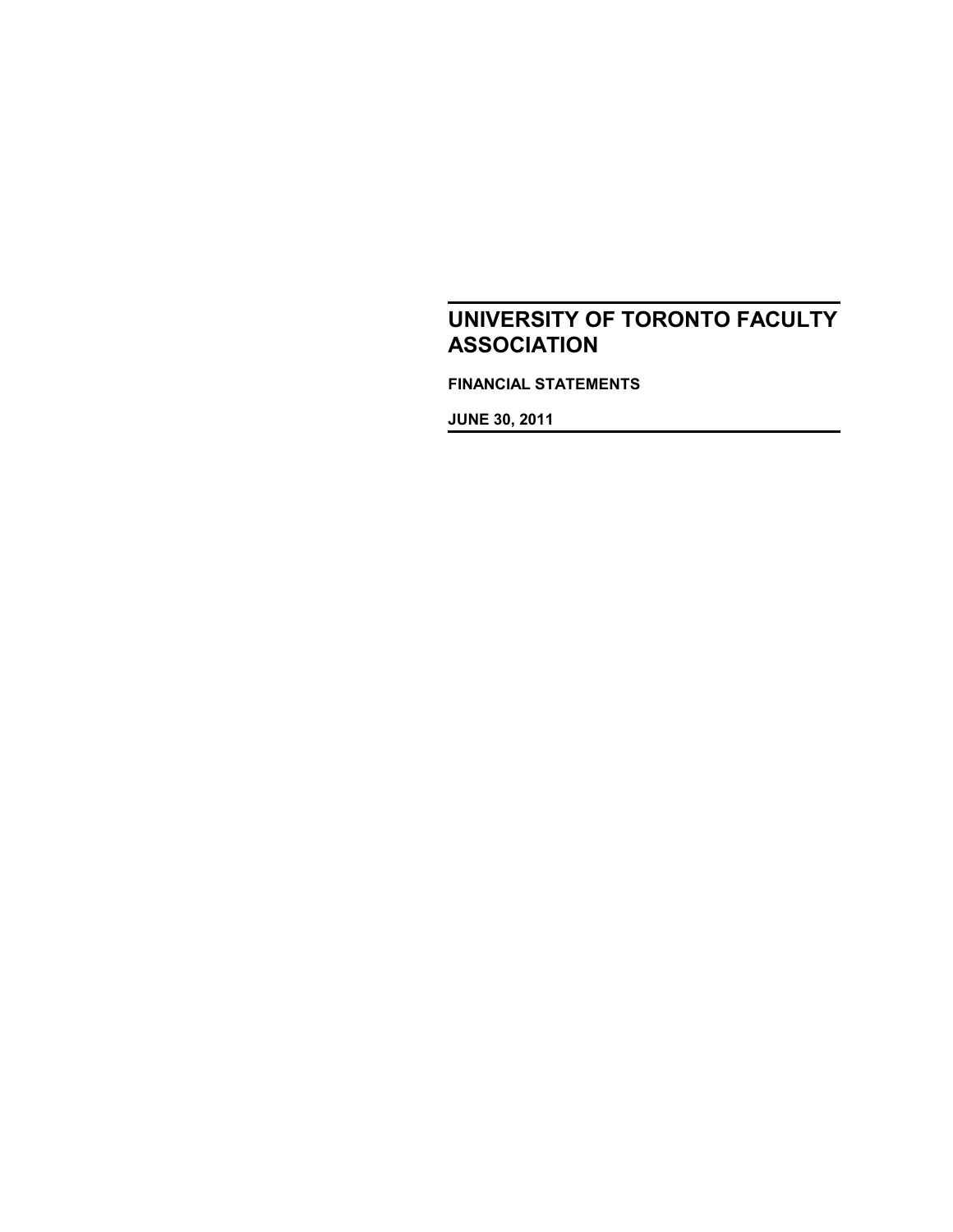# UNIVERSITY OF TORONTO FACULTY ASSOCIATION

**FINANCIAL STATEMENTS**

**JUNE 30, 2011**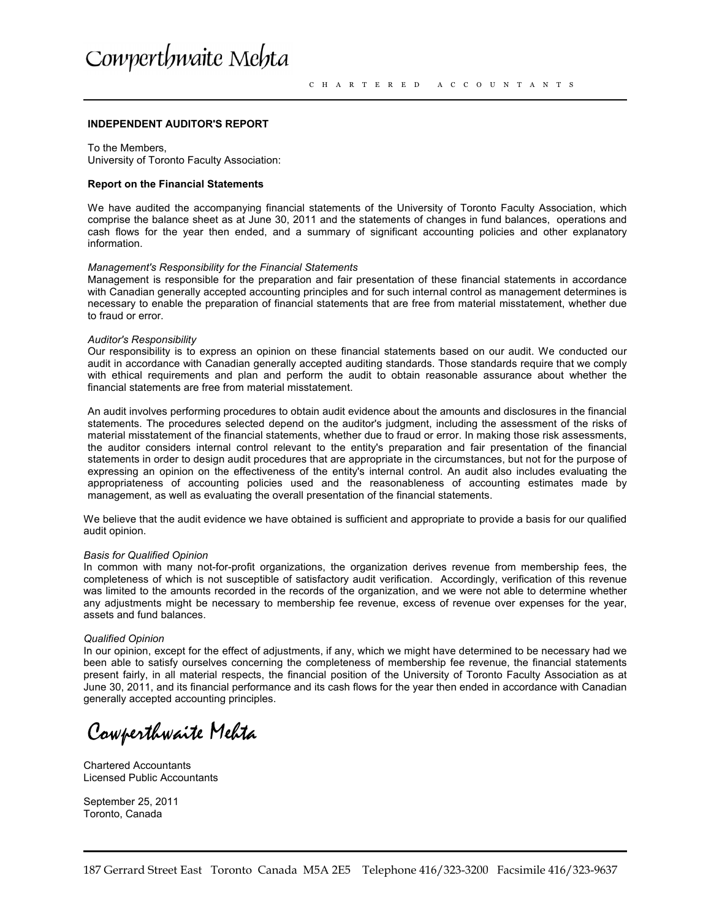Cowperthwaite Mehta

CHARTERED ACCOUNTANTS

## INDEPENDENT AUDITOR'S REPORT

To the Members,
University of Toronto Faculty Association:

### Report on the Financial Statements

We have audited the accompanying financial statements of the University of Toronto Faculty Association, which comprise the balance sheet as at June 30, 2011 and the statements of changes in fund balances, operations and cash flows for the year then ended, and a summary of significant accounting policies and other explanatory information.

*Management's Responsibility for the Financial Statements*

Management is responsible for the preparation and fair presentation of these financial statements in accordance with Canadian generally accepted accounting principles and for such internal control as management determines is necessary to enable the preparation of financial statements that are free from material misstatement, whether due to fraud or error.

*Auditor's Responsibility*

Our responsibility is to express an opinion on these financial statements based on our audit. We conducted our audit in accordance with Canadian generally accepted auditing standards. Those standards require that we comply with ethical requirements and plan and perform the audit to obtain reasonable assurance about whether the financial statements are free from material misstatement.

An audit involves performing procedures to obtain audit evidence about the amounts and disclosures in the financial statements. The procedures selected depend on the auditor's judgment, including the assessment of the risks of material misstatement of the financial statements, whether due to fraud or error. In making those risk assessments, the auditor considers internal control relevant to the entity's preparation and fair presentation of the financial statements in order to design audit procedures that are appropriate in the circumstances, but not for the purpose of expressing an opinion on the effectiveness of the entity's internal control. An audit also includes evaluating the appropriateness of accounting policies used and the reasonableness of accounting estimates made by management, as well as evaluating the overall presentation of the financial statements.

We believe that the audit evidence we have obtained is sufficient and appropriate to provide a basis for our qualified audit opinion.

*Basis for Qualified Opinion*

In common with many not-for-profit organizations, the organization derives revenue from membership fees, the completeness of which is not susceptible of satisfactory audit verification. Accordingly, verification of this revenue was limited to the amounts recorded in the records of the organization, and we were not able to determine whether any adjustments might be necessary to membership fee revenue, excess of revenue over expenses for the year, assets and fund balances.

*Qualified Opinion*

In our opinion, except for the effect of adjustments, if any, which we might have determined to be necessary had we been able to satisfy ourselves concerning the completeness of membership fee revenue, the financial statements present fairly, in all material respects, the financial position of the University of Toronto Faculty Association as at June 30, 2011, and its financial performance and its cash flows for the year then ended in accordance with Canadian generally accepted accounting principles.

Cowperthwaite Mehta

Chartered Accountants
Licensed Public Accountants

September 25, 2011
Toronto, Canada

187 Gerrard Street East Toronto Canada M5A 2E5 Telephone 416/323-3200 Facsimile 416/323-9637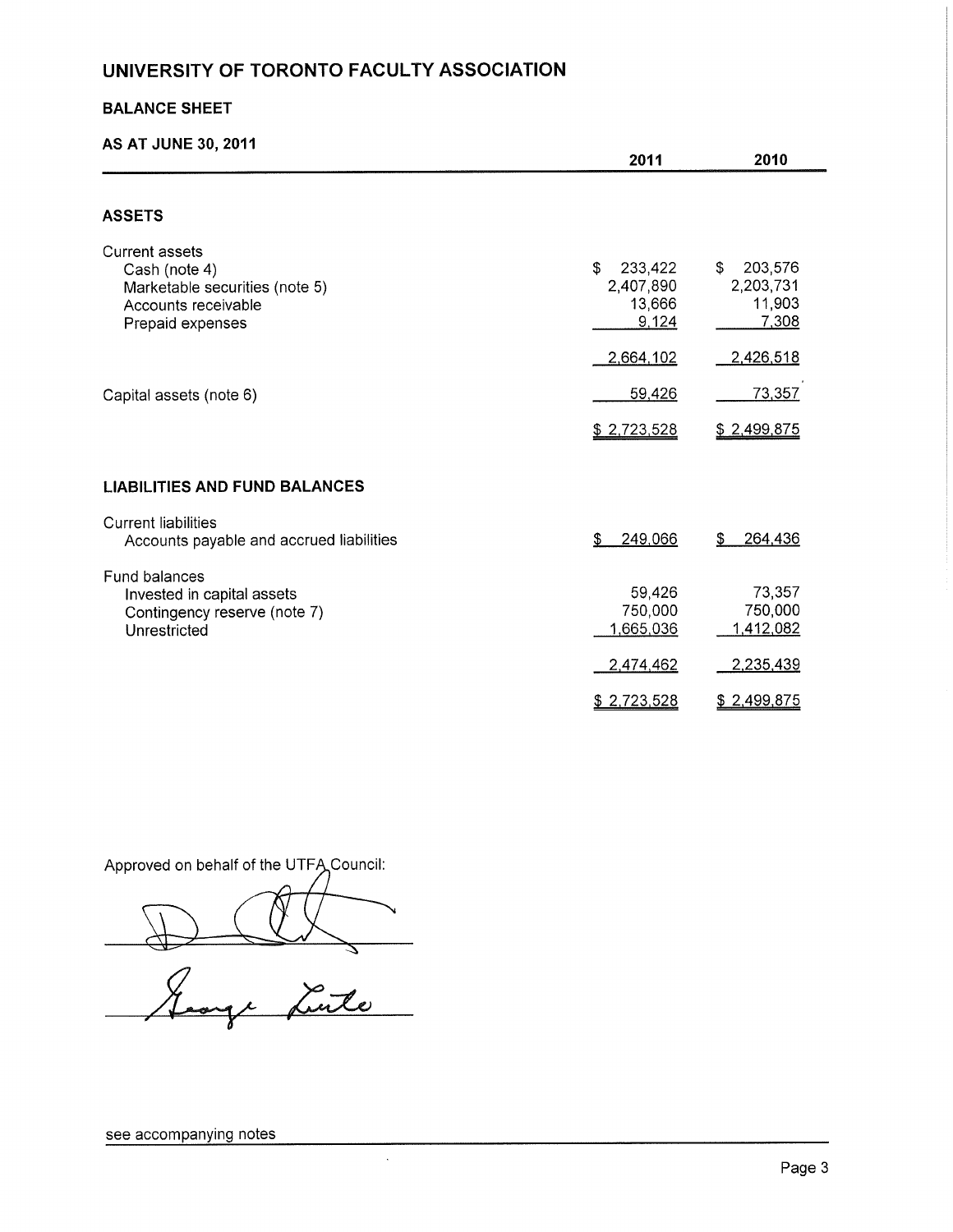# UNIVERSITY OF TORONTO FACULTY ASSOCIATION

## BALANCE SHEET

### AS AT JUNE 30, 2011

| | 2011 | 2010 |
|---|---|---|
| **ASSETS** | | |
| Current assets | | |
| Cash (note 4) | $ 233,422 | $ 203,576 |
| Marketable securities (note 5) | 2,407,890 | 2,203,731 |
| Accounts receivable | 13,666 | 11,903 |
| Prepaid expenses | 9,124 | 7,308 |
| | 2,664,102 | 2,426,518 |
| Capital assets (note 6) | 59,426 | 73,357 |
| | $ 2,723,528 | $ 2,499,875 |
| **LIABILITIES AND FUND BALANCES** | | |
| Current liabilities | | |
| Accounts payable and accrued liabilities | $ 249,066 | $ 264,436 |
| Fund balances | | |
| Invested in capital assets | 59,426 | 73,357 |
| Contingency reserve (note 7) | 750,000 | 750,000 |
| Unrestricted | 1,665,036 | 1,412,082 |
| | 2,474,462 | 2,235,439 |
| | $ 2,723,528 | $ 2,499,875 |

Approved on behalf of the UTFA Council:

George Luste

see accompanying notes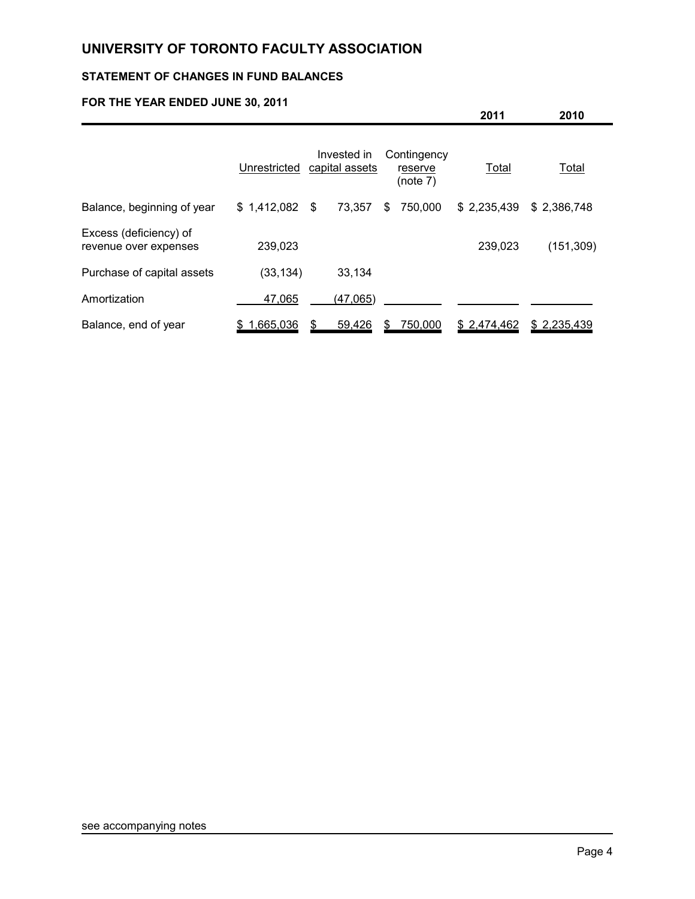# UNIVERSITY OF TORONTO FACULTY ASSOCIATION

## STATEMENT OF CHANGES IN FUND BALANCES

### FOR THE YEAR ENDED JUNE 30, 2011

| | Unrestricted | Invested in capital assets | Contingency reserve (note 7) | 2011 Total | 2010 Total |
|---|---|---|---|---|---|
| Balance, beginning of year | $ 1,412,082 | $ 73,357 | $ 750,000 | $ 2,235,439 | $ 2,386,748 |
| Excess (deficiency) of revenue over expenses | 239,023 | | | 239,023 | (151,309) |
| Purchase of capital assets | (33,134) | 33,134 | | | |
| Amortization | 47,065 | (47,065) | | | |
| Balance, end of year | $ 1,665,036 | $ 59,426 | $ 750,000 | $ 2,474,462 | $ 2,235,439 |

see accompanying notes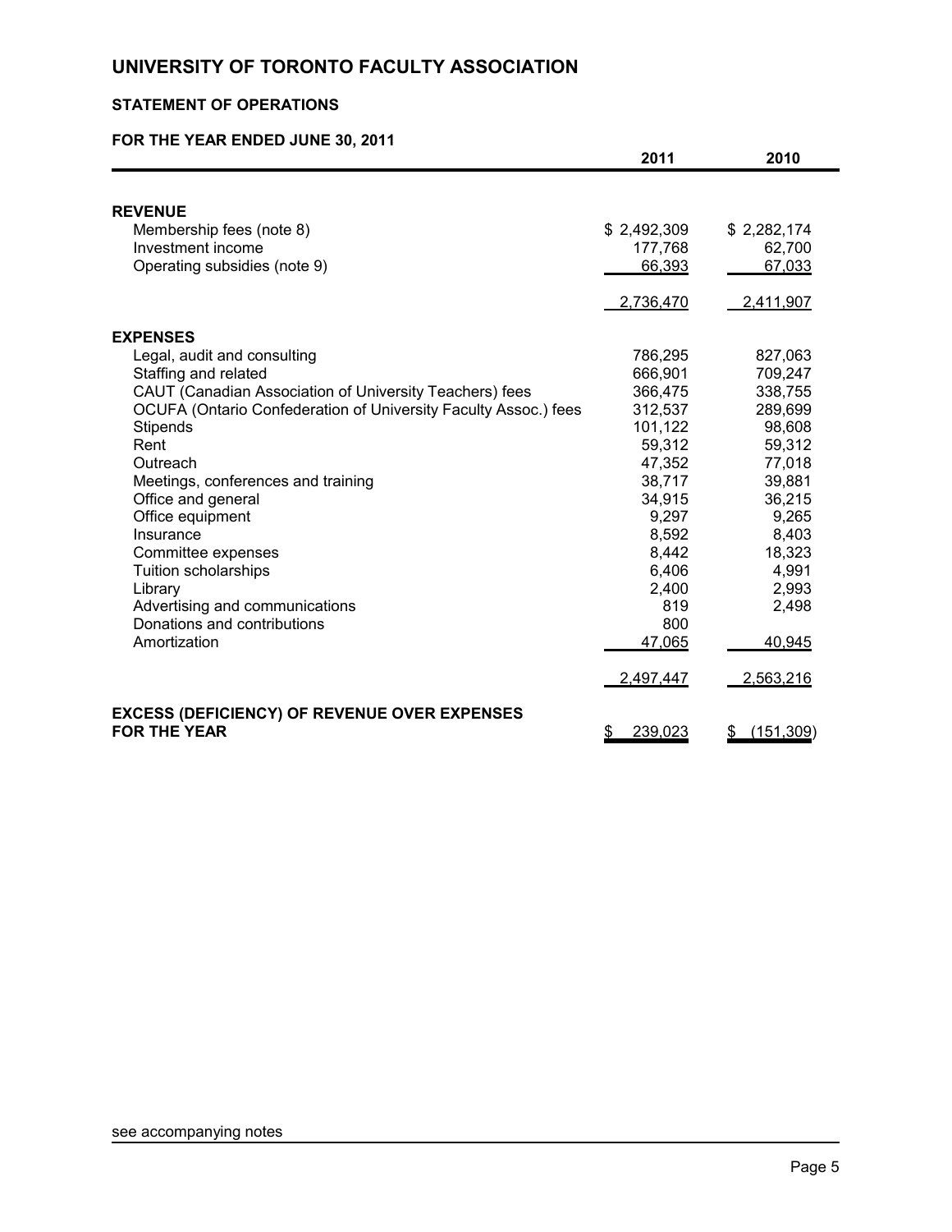# UNIVERSITY OF TORONTO FACULTY ASSOCIATION

## STATEMENT OF OPERATIONS

## FOR THE YEAR ENDED JUNE 30, 2011

| | 2011 | 2010 |
|---|---|---|
| **REVENUE** | | |
| Membership fees (note 8) | $ 2,492,309 | $ 2,282,174 |
| Investment income | 177,768 | 62,700 |
| Operating subsidies (note 9) | 66,393 | 67,033 |
| | 2,736,470 | 2,411,907 |
| **EXPENSES** | | |
| Legal, audit and consulting | 786,295 | 827,063 |
| Staffing and related | 666,901 | 709,247 |
| CAUT (Canadian Association of University Teachers) fees | 366,475 | 338,755 |
| OCUFA (Ontario Confederation of University Faculty Assoc.) fees | 312,537 | 289,699 |
| Stipends | 101,122 | 98,608 |
| Rent | 59,312 | 59,312 |
| Outreach | 47,352 | 77,018 |
| Meetings, conferences and training | 38,717 | 39,881 |
| Office and general | 34,915 | 36,215 |
| Office equipment | 9,297 | 9,265 |
| Insurance | 8,592 | 8,403 |
| Committee expenses | 8,442 | 18,323 |
| Tuition scholarships | 6,406 | 4,991 |
| Library | 2,400 | 2,993 |
| Advertising and communications | 819 | 2,498 |
| Donations and contributions | 800 | |
| Amortization | 47,065 | 40,945 |
| | 2,497,447 | 2,563,216 |
| **EXCESS (DEFICIENCY) OF REVENUE OVER EXPENSES FOR THE YEAR** | $ 239,023 | $ (151,309) |

see accompanying notes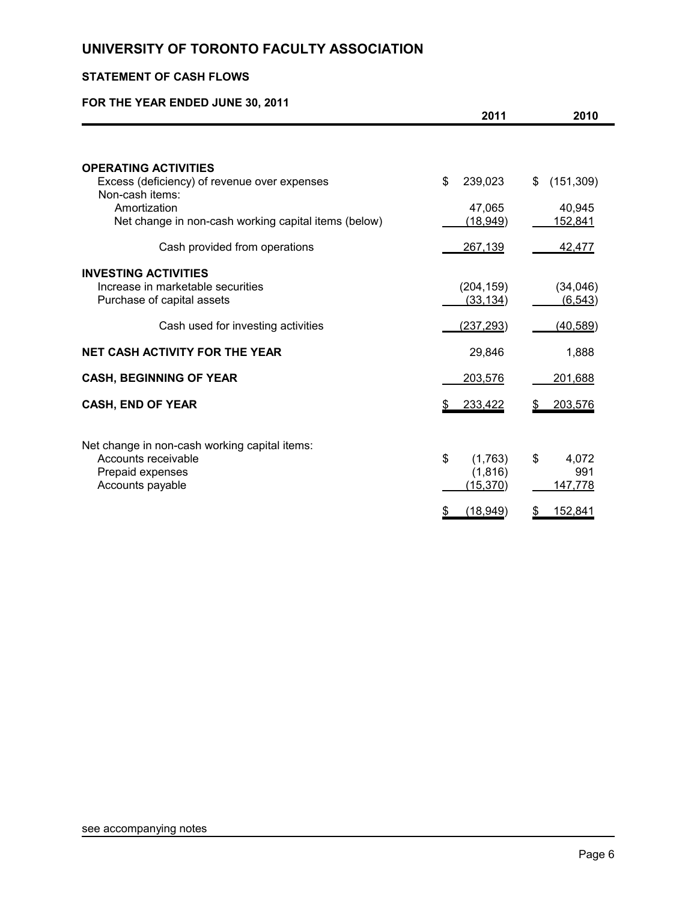# UNIVERSITY OF TORONTO FACULTY ASSOCIATION

## STATEMENT OF CASH FLOWS

### FOR THE YEAR ENDED JUNE 30, 2011

| | 2011 | 2010 |
|---|---|---|
| **OPERATING ACTIVITIES** | | |
| Excess (deficiency) of revenue over expenses | $ 239,023 | $ (151,309) |
| Non-cash items: | | |
| Amortization | 47,065 | 40,945 |
| Net change in non-cash working capital items (below) | (18,949) | 152,841 |
| Cash provided from operations | 267,139 | 42,477 |
| **INVESTING ACTIVITIES** | | |
| Increase in marketable securities | (204,159) | (34,046) |
| Purchase of capital assets | (33,134) | (6,543) |
| Cash used for investing activities | (237,293) | (40,589) |
| **NET CASH ACTIVITY FOR THE YEAR** | 29,846 | 1,888 |
| **CASH, BEGINNING OF YEAR** | 203,576 | 201,688 |
| **CASH, END OF YEAR** | $ 233,422 | $ 203,576 |

| Net change in non-cash working capital items: | 2011 | 2010 |
|---|---|---|
| Accounts receivable | $ (1,763) | $ 4,072 |
| Prepaid expenses | (1,816) | 991 |
| Accounts payable | (15,370) | 147,778 |
| | $ (18,949) | $ 152,841 |

see accompanying notes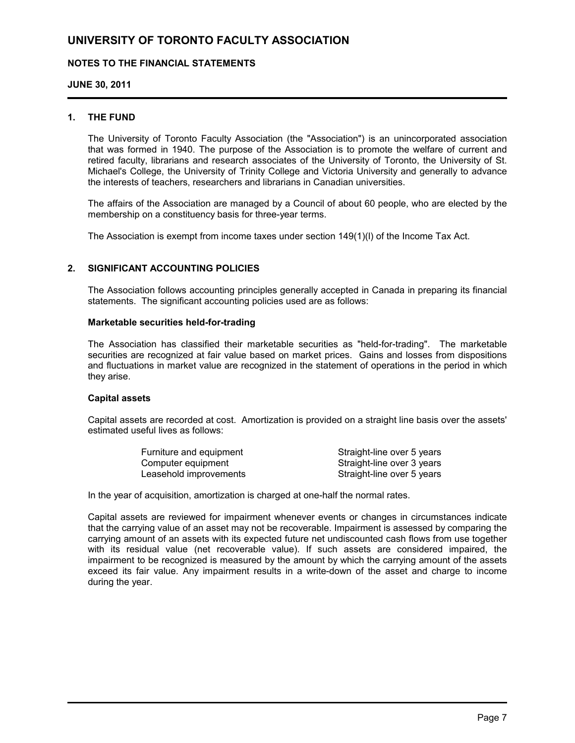# UNIVERSITY OF TORONTO FACULTY ASSOCIATION

## NOTES TO THE FINANCIAL STATEMENTS

### JUNE 30, 2011

## 1. THE FUND

The University of Toronto Faculty Association (the "Association") is an unincorporated association that was formed in 1940. The purpose of the Association is to promote the welfare of current and retired faculty, librarians and research associates of the University of Toronto, the University of St. Michael's College, the University of Trinity College and Victoria University and generally to advance the interests of teachers, researchers and librarians in Canadian universities.

The affairs of the Association are managed by a Council of about 60 people, who are elected by the membership on a constituency basis for three-year terms.

The Association is exempt from income taxes under section 149(1)(l) of the Income Tax Act.

## 2. SIGNIFICANT ACCOUNTING POLICIES

The Association follows accounting principles generally accepted in Canada in preparing its financial statements. The significant accounting policies used are as follows:

**Marketable securities held-for-trading**

The Association has classified their marketable securities as "held-for-trading". The marketable securities are recognized at fair value based on market prices. Gains and losses from dispositions and fluctuations in market value are recognized in the statement of operations in the period in which they arise.

**Capital assets**

Capital assets are recorded at cost. Amortization is provided on a straight line basis over the assets' estimated useful lives as follows:

| | |
|---|---|
| Furniture and equipment | Straight-line over 5 years |
| Computer equipment | Straight-line over 3 years |
| Leasehold improvements | Straight-line over 5 years |

In the year of acquisition, amortization is charged at one-half the normal rates.

Capital assets are reviewed for impairment whenever events or changes in circumstances indicate that the carrying value of an asset may not be recoverable. Impairment is assessed by comparing the carrying amount of an assets with its expected future net undiscounted cash flows from use together with its residual value (net recoverable value). If such assets are considered impaired, the impairment to be recognized is measured by the amount by which the carrying amount of the assets exceed its fair value. Any impairment results in a write-down of the asset and charge to income during the year.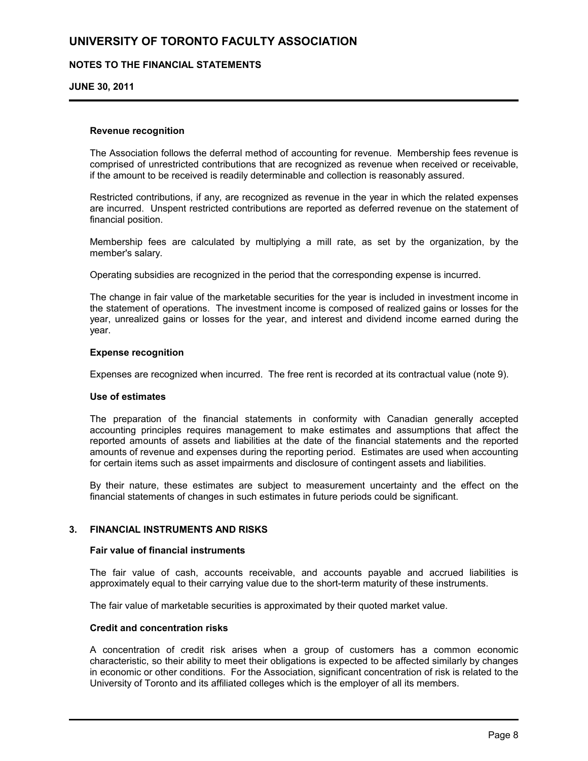**Revenue recognition**

The Association follows the deferral method of accounting for revenue. Membership fees revenue is comprised of unrestricted contributions that are recognized as revenue when received or receivable, if the amount to be received is readily determinable and collection is reasonably assured.

Restricted contributions, if any, are recognized as revenue in the year in which the related expenses are incurred. Unspent restricted contributions are reported as deferred revenue on the statement of financial position.

Membership fees are calculated by multiplying a mill rate, as set by the organization, by the member's salary.

Operating subsidies are recognized in the period that the corresponding expense is incurred.

The change in fair value of the marketable securities for the year is included in investment income in the statement of operations. The investment income is composed of realized gains or losses for the year, unrealized gains or losses for the year, and interest and dividend income earned during the year.

**Expense recognition**

Expenses are recognized when incurred. The free rent is recorded at its contractual value (note 9).

**Use of estimates**

The preparation of the financial statements in conformity with Canadian generally accepted accounting principles requires management to make estimates and assumptions that affect the reported amounts of assets and liabilities at the date of the financial statements and the reported amounts of revenue and expenses during the reporting period. Estimates are used when accounting for certain items such as asset impairments and disclosure of contingent assets and liabilities.

By their nature, these estimates are subject to measurement uncertainty and the effect on the financial statements of changes in such estimates in future periods could be significant.

## 3. FINANCIAL INSTRUMENTS AND RISKS

**Fair value of financial instruments**

The fair value of cash, accounts receivable, and accounts payable and accrued liabilities is approximately equal to their carrying value due to the short-term maturity of these instruments.

The fair value of marketable securities is approximated by their quoted market value.

**Credit and concentration risks**

A concentration of credit risk arises when a group of customers has a common economic characteristic, so their ability to meet their obligations is expected to be affected similarly by changes in economic or other conditions. For the Association, significant concentration of risk is related to the University of Toronto and its affiliated colleges which is the employer of all its members.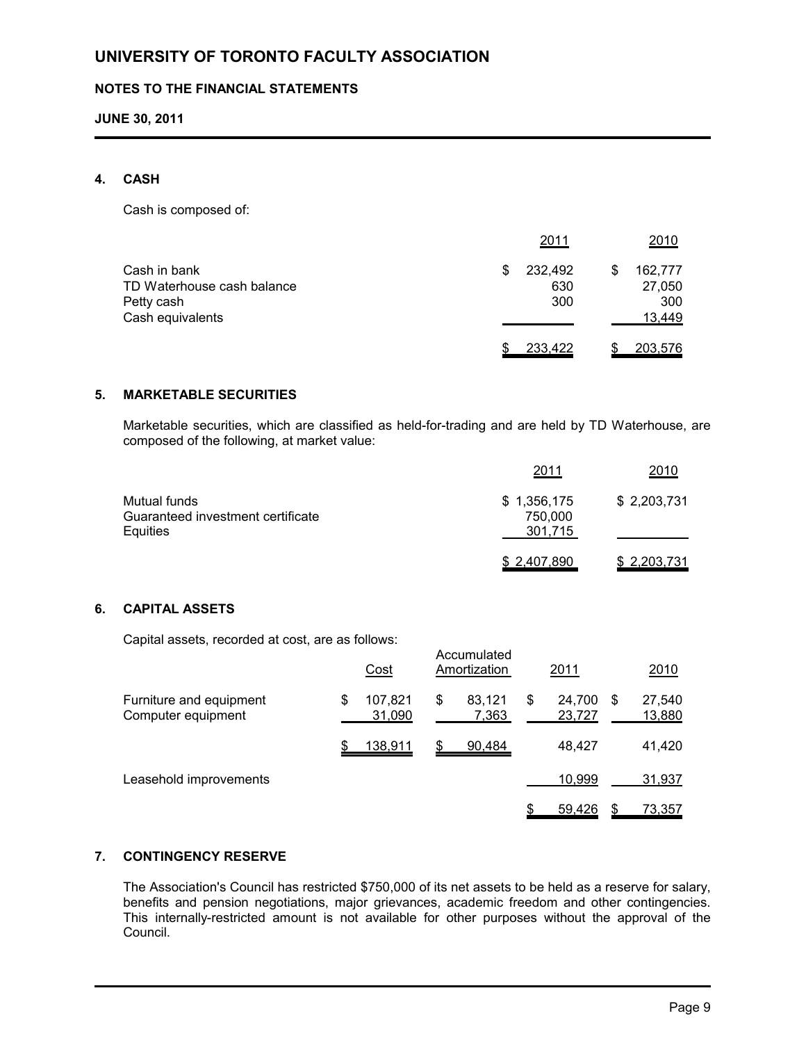# UNIVERSITY OF TORONTO FACULTY ASSOCIATION

## NOTES TO THE FINANCIAL STATEMENTS

**JUNE 30, 2011**

### 4. CASH

Cash is composed of:

| | 2011 | 2010 |
|---|---|---|
| Cash in bank | $ 232,492 | $ 162,777 |
| TD Waterhouse cash balance | 630 | 27,050 |
| Petty cash | 300 | 300 |
| Cash equivalents | | 13,449 |
| | $ 233,422 | $ 203,576 |

### 5. MARKETABLE SECURITIES

Marketable securities, which are classified as held-for-trading and are held by TD Waterhouse, are composed of the following, at market value:

| | 2011 | 2010 |
|---|---|---|
| Mutual funds | $ 1,356,175 | $ 2,203,731 |
| Guaranteed investment certificate | 750,000 | |
| Equities | 301,715 | |
| | $ 2,407,890 | $ 2,203,731 |

### 6. CAPITAL ASSETS

Capital assets, recorded at cost, are as follows:

| | Cost | Accumulated Amortization | 2011 | 2010 |
|---|---|---|---|---|
| Furniture and equipment | $ 107,821 | $ 83,121 | $ 24,700 | $ 27,540 |
| Computer equipment | 31,090 | 7,363 | 23,727 | 13,880 |
| | $ 138,911 | $ 90,484 | 48,427 | 41,420 |
| Leasehold improvements | | | 10,999 | 31,937 |
| | | | $ 59,426 | $ 73,357 |

### 7. CONTINGENCY RESERVE

The Association's Council has restricted $750,000 of its net assets to be held as a reserve for salary, benefits and pension negotiations, major grievances, academic freedom and other contingencies. This internally-restricted amount is not available for other purposes without the approval of the Council.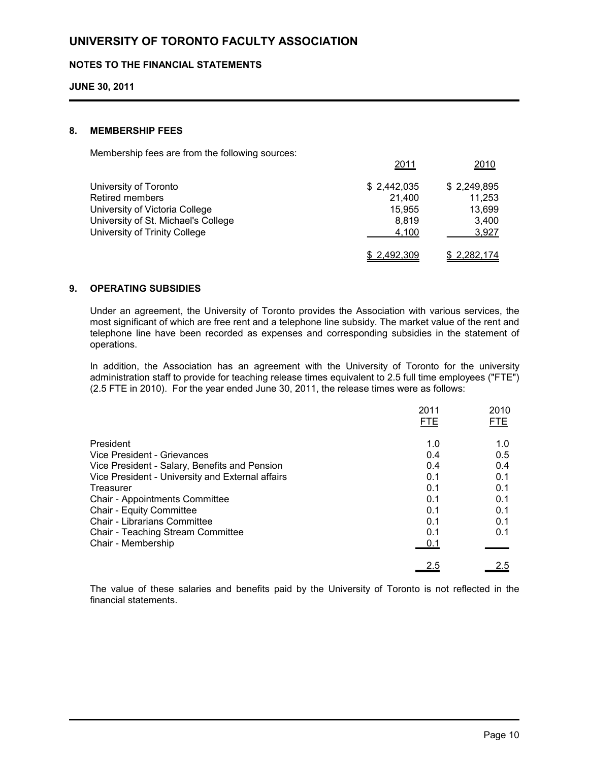# UNIVERSITY OF TORONTO FACULTY ASSOCIATION

## NOTES TO THE FINANCIAL STATEMENTS

### JUNE 30, 2011

### 8. MEMBERSHIP FEES

Membership fees are from the following sources:

| | 2011 | 2010 |
|---|---|---|
| University of Toronto | $ 2,442,035 | $ 2,249,895 |
| Retired members | 21,400 | 11,253 |
| University of Victoria College | 15,955 | 13,699 |
| University of St. Michael's College | 8,819 | 3,400 |
| University of Trinity College | 4,100 | 3,927 |
| | $ 2,492,309 | $ 2,282,174 |

### 9. OPERATING SUBSIDIES

Under an agreement, the University of Toronto provides the Association with various services, the most significant of which are free rent and a telephone line subsidy. The market value of the rent and telephone line have been recorded as expenses and corresponding subsidies in the statement of operations.

In addition, the Association has an agreement with the University of Toronto for the university administration staff to provide for teaching release times equivalent to 2.5 full time employees ("FTE") (2.5 FTE in 2010). For the year ended June 30, 2011, the release times were as follows:

| | 2011 FTE | 2010 FTE |
|---|---|---|
| President | 1.0 | 1.0 |
| Vice President - Grievances | 0.4 | 0.5 |
| Vice President - Salary, Benefits and Pension | 0.4 | 0.4 |
| Vice President - University and External affairs | 0.1 | 0.1 |
| Treasurer | 0.1 | 0.1 |
| Chair - Appointments Committee | 0.1 | 0.1 |
| Chair - Equity Committee | 0.1 | 0.1 |
| Chair - Librarians Committee | 0.1 | 0.1 |
| Chair - Teaching Stream Committee | 0.1 | 0.1 |
| Chair - Membership | 0.1 | |
| | 2.5 | 2.5 |

The value of these salaries and benefits paid by the University of Toronto is not reflected in the financial statements.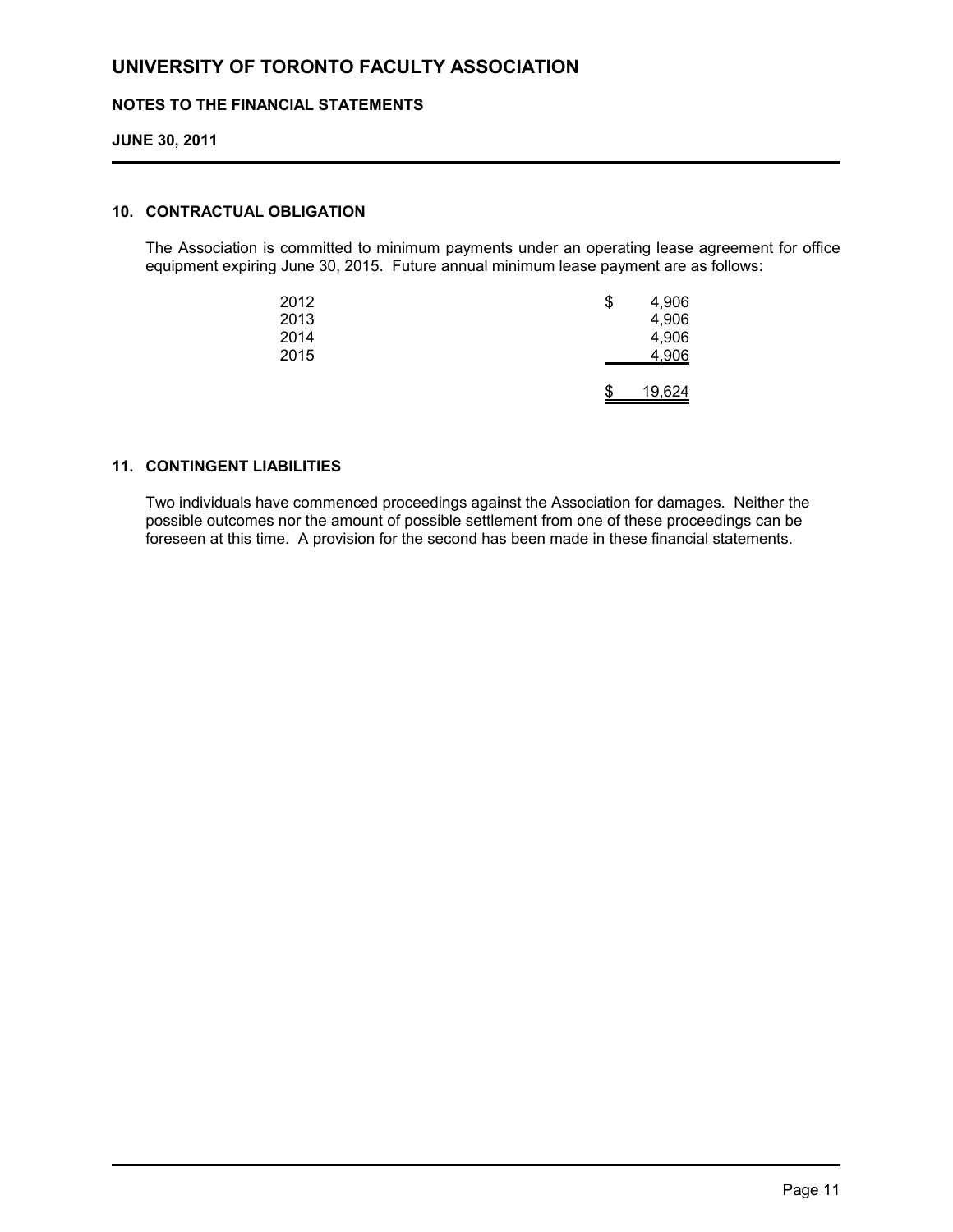# UNIVERSITY OF TORONTO FACULTY ASSOCIATION

## NOTES TO THE FINANCIAL STATEMENTS

**JUNE 30, 2011**

### 10. CONTRACTUAL OBLIGATION

The Association is committed to minimum payments under an operating lease agreement for office equipment expiring June 30, 2015. Future annual minimum lease payment are as follows:

| | |
|---|---|
| 2012 | $ 4,906 |
| 2013 | 4,906 |
| 2014 | 4,906 |
| 2015 | 4,906 |
| | $ 19,624 |

### 11. CONTINGENT LIABILITIES

Two individuals have commenced proceedings against the Association for damages. Neither the possible outcomes nor the amount of possible settlement from one of these proceedings can be foreseen at this time. A provision for the second has been made in these financial statements.